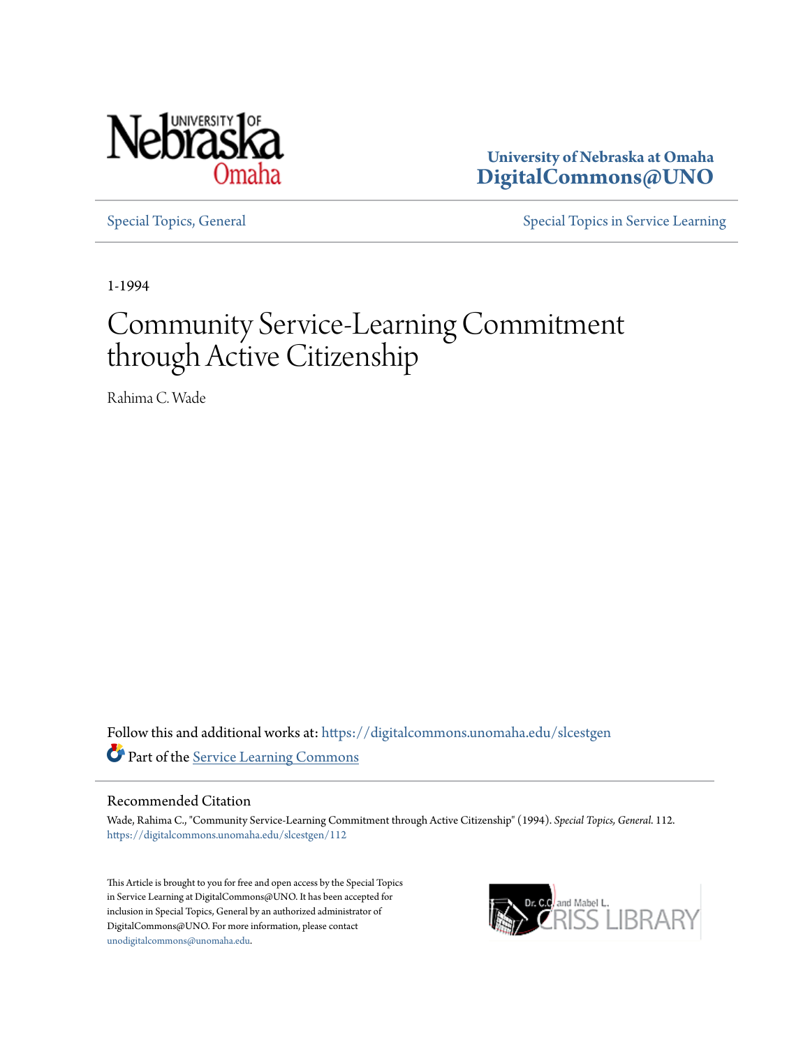University of Nebraska at Omaha
DigitalCommons@UNO

Special Topics, General | Special Topics in Service Learning

1-1994

# Community Service-Learning Commitment through Active Citizenship

Rahima C. Wade

Follow this and additional works at: https://digitalcommons.unomaha.edu/slcestgen

Part of the Service Learning Commons

## Recommended Citation

Wade, Rahima C., "Community Service-Learning Commitment through Active Citizenship" (1994). *Special Topics, General*. 112.
https://digitalcommons.unomaha.edu/slcestgen/112

This Article is brought to you for free and open access by the Special Topics in Service Learning at DigitalCommons@UNO. It has been accepted for inclusion in Special Topics, General by an authorized administrator of DigitalCommons@UNO. For more information, please contact unodigitalcommons@unomaha.edu.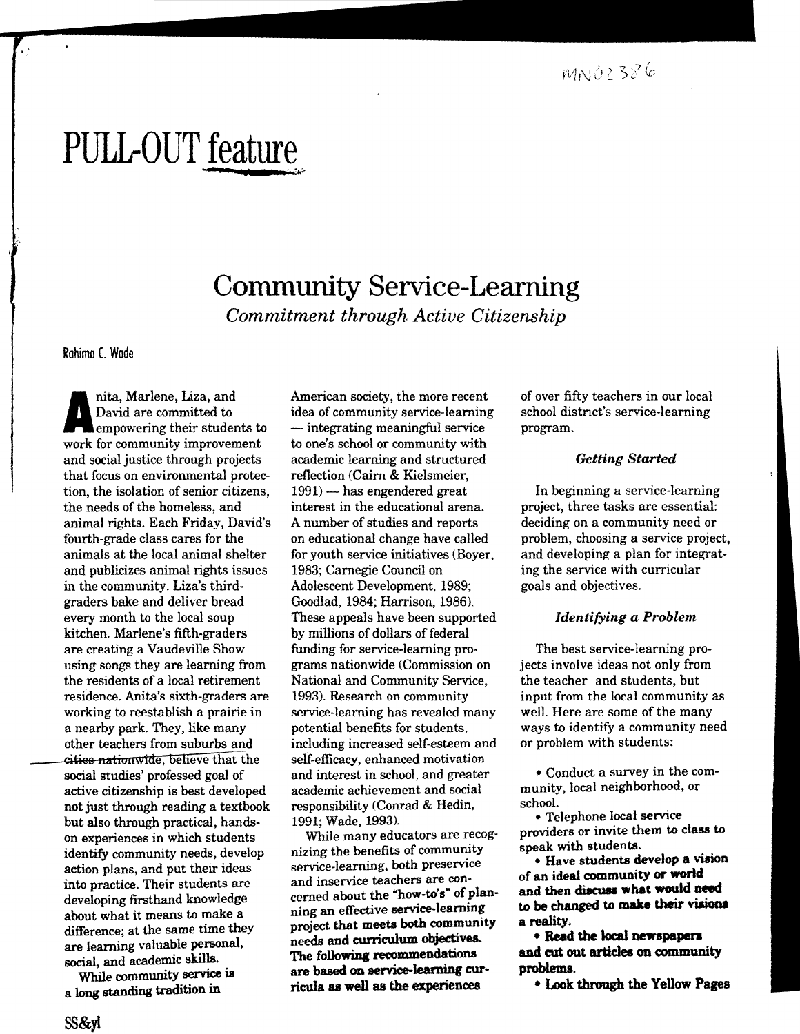MN02386

# PULL-OUT feature

## Community Service-Learning

*Commitment through Active Citizenship*

Rahima C. Wade

Anita, Marlene, Liza, and David are committed to empowering their students to work for community improvement and social justice through projects that focus on environmental protection, the isolation of senior citizens, the needs of the homeless, and animal rights. Each Friday, David's fourth-grade class cares for the animals at the local animal shelter and publicizes animal rights issues in the community. Liza's third-graders bake and deliver bread every month to the local soup kitchen. Marlene's fifth-graders are creating a Vaudeville Show using songs they are learning from the residents of a local retirement residence. Anita's sixth-graders are working to reestablish a prairie in a nearby park. They, like many other teachers from suburbs and cities nationwide, believe that the social studies' professed goal of active citizenship is best developed not just through reading a textbook but also through practical, hands-on experiences in which students identify community needs, develop action plans, and put their ideas into practice. Their students are developing firsthand knowledge about what it means to make a difference; at the same time they are learning valuable personal, social, and academic skills.

While community service is a long standing tradition in American society, the more recent idea of community service-learning — integrating meaningful service to one's school or community with academic learning and structured reflection (Cairn & Kielsmeier, 1991) — has engendered great interest in the educational arena. A number of studies and reports on educational change have called for youth service initiatives (Boyer, 1983; Carnegie Council on Adolescent Development, 1989; Goodlad, 1984; Harrison, 1986). These appeals have been supported by millions of dollars of federal funding for service-learning programs nationwide (Commission on National and Community Service, 1993). Research on community service-learning has revealed many potential benefits for students, including increased self-esteem and self-efficacy, enhanced motivation and interest in school, and greater academic achievement and social responsibility (Conrad & Hedin, 1991; Wade, 1993).

While many educators are recognizing the benefits of community service-learning, both preservice and inservice teachers are concerned about the "how-to's" of planning an effective service-learning project that meets both community needs and curriculum objectives. The following recommendations are based on service-learning curricula as well as the experiences of over fifty teachers in our local school district's service-learning program.

### *Getting Started*

In beginning a service-learning project, three tasks are essential: deciding on a community need or problem, choosing a service project, and developing a plan for integrating the service with curricular goals and objectives.

### *Identifying a Problem*

The best service-learning projects involve ideas not only from the teacher and students, but input from the local community as well. Here are some of the many ways to identify a community need or problem with students:

- Conduct a survey in the community, local neighborhood, or school.
- Telephone local service providers or invite them to class to speak with students.
- Have students develop a vision of an ideal community or world and then discuss what would need to be changed to make their visions a reality.
- Read the local newspapers and cut out articles on community problems.
- Look through the Yellow Pages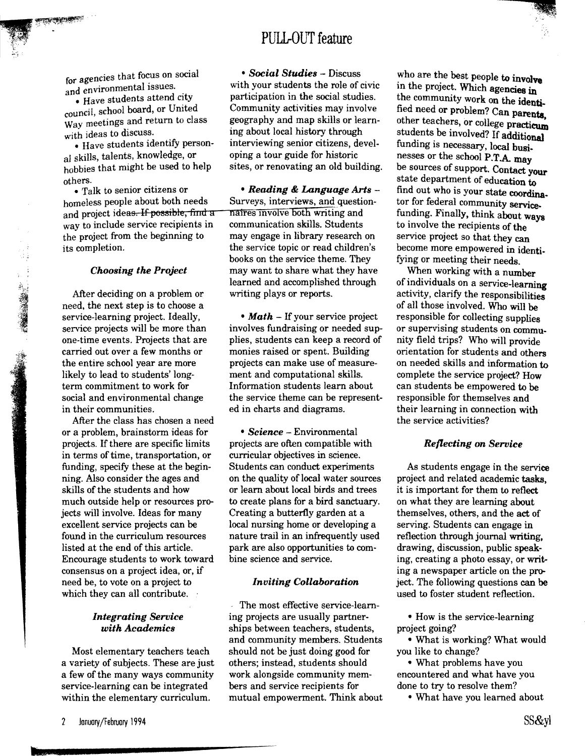for agencies that focus on social and environmental issues.

- Have students attend city council, school board, or United Way meetings and return to class with ideas to discuss.
- Have students identify personal skills, talents, knowledge, or hobbies that might be used to help others.
- Talk to senior citizens or homeless people about both needs and project ideas. If possible, find a way to include service recipients in the project from the beginning to its completion.

### *Choosing the Project*

After deciding on a problem or need, the next step is to choose a service-learning project. Ideally, service projects will be more than one-time events. Projects that are carried out over a few months or the entire school year are more likely to lead to students' long-term commitment to work for social and environmental change in their communities.

After the class has chosen a need or a problem, brainstorm ideas for projects. If there are specific limits in terms of time, transportation, or funding, specify these at the beginning. Also consider the ages and skills of the students and how much outside help or resources projects will involve. Ideas for many excellent service projects can be found in the curriculum resources listed at the end of this article. Encourage students to work toward consensus on a project idea, or, if need be, to vote on a project to which they can all contribute.

### *Integrating Service with Academics*

Most elementary teachers teach a variety of subjects. These are just a few of the many ways community service-learning can be integrated within the elementary curriculum.

- ***Social Studies*** – Discuss with your students the role of civic participation in the social studies. Community activities may involve geography and map skills or learning about local history through interviewing senior citizens, developing a tour guide for historic sites, or renovating an old building.

- ***Reading & Language Arts*** – Surveys, interviews, and questionnaires involve both writing and communication skills. Students may engage in library research on the service topic or read children's books on the service theme. They may want to share what they have learned and accomplished through writing plays or reports.

- ***Math*** – If your service project involves fundraising or needed supplies, students can keep a record of monies raised or spent. Building projects can make use of measurement and computational skills. Information students learn about the service theme can be represented in charts and diagrams.

- ***Science*** – Environmental projects are often compatible with curricular objectives in science. Students can conduct experiments on the quality of local water sources or learn about local birds and trees to create plans for a bird sanctuary. Creating a butterfly garden at a local nursing home or developing a nature trail in an infrequently used park are also opportunities to combine science and service.

### *Inviting Collaboration*

The most effective service-learning projects are usually partnerships between teachers, students, and community members. Students should not be just doing good for others; instead, students should work alongside community members and service recipients for mutual empowerment. Think about who are the best people to involve in the project. Which agencies in the community work on the identified need or problem? Can parents, other teachers, or college practicum students be involved? If additional funding is necessary, local businesses or the school P.T.A. may be sources of support. Contact your state department of education to find out who is your state coordinator for federal community service funding. Finally, think about ways to involve the recipients of the service project so that they can become more empowered in identifying or meeting their needs.

When working with a number of individuals on a service-learning activity, clarify the responsibilities of all those involved. Who will be responsible for collecting supplies or supervising students on community field trips? Who will provide orientation for students and others on needed skills and information to complete the service project? How can students be empowered to be responsible for themselves and their learning in connection with the service activities?

### *Reflecting on Service*

As students engage in the service project and related academic tasks, it is important for them to reflect on what they are learning about themselves, others, and the act of serving. Students can engage in reflection through journal writing, drawing, discussion, public speaking, creating a photo essay, or writing a newspaper article on the project. The following questions can be used to foster student reflection.

- How is the service-learning project going?
- What is working? What would you like to change?
- What problems have you encountered and what have you done to try to resolve them?
- What have you learned about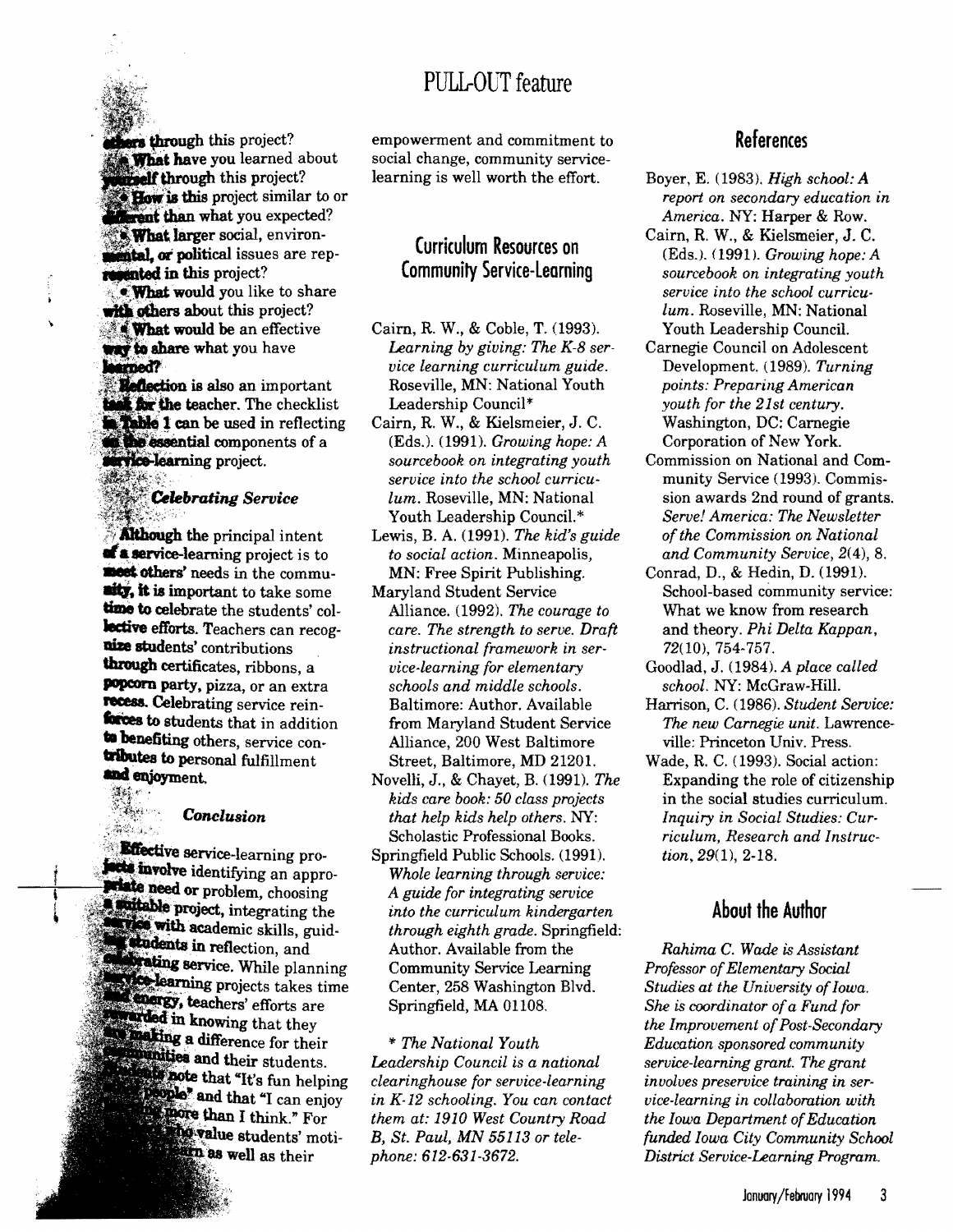## PULL-OUT feature

others through this project?

- What have you learned about yourself through this project?
- How is this project similar to or different than what you expected?
- What larger social, environmental, or political issues are represented in this project?
- What would you like to share with others about this project?
- What would be an effective way to share what you have learned?

Reflection is also an important task for the teacher. The checklist in Table 1 can be used in reflecting on the essential components of a service-learning project.

### *Celebrating Service*

Although the principal intent of a service-learning project is to meet others' needs in the community, it is important to take some time to celebrate the students' collective efforts. Teachers can recognize students' contributions through certificates, ribbons, a popcorn party, pizza, or an extra recess. Celebrating service reinforces to students that in addition to benefiting others, service contributes to personal fulfillment and enjoyment.

### *Conclusion*

Effective service-learning projects involve identifying an appropriate need or problem, choosing a suitable project, integrating the service with academic skills, guiding students in reflection, and celebrating service. While planning service-learning projects takes time and energy, teachers' efforts are rewarded in knowing that they are making a difference for their communities and their students. Students note that "It's fun helping other people" and that "I can enjoy helping more than I think." For ... who value students' motivation to learn as well as their empowerment and commitment to social change, community service-learning is well worth the effort.

## Curriculum Resources on Community Service-Learning

Cairn, R. W., & Coble, T. (1993). *Learning by giving: The K-8 service learning curriculum guide.* Roseville, MN: National Youth Leadership Council*

Cairn, R. W., & Kielsmeier, J. C. (Eds.). (1991). *Growing hope: A sourcebook on integrating youth service into the school curriculum.* Roseville, MN: National Youth Leadership Council.*

Lewis, B. A. (1991). *The kid's guide to social action.* Minneapolis, MN: Free Spirit Publishing.

Maryland Student Service Alliance. (1992). *The courage to care. The strength to serve. Draft instructional framework in service-learning for elementary schools and middle schools.* Baltimore: Author. Available from Maryland Student Service Alliance, 200 West Baltimore Street, Baltimore, MD 21201.

Novelli, J., & Chayet, B. (1991). *The kids care book: 50 class projects that help kids help others.* NY: Scholastic Professional Books.

Springfield Public Schools. (1991). *Whole learning through service: A guide for integrating service into the curriculum kindergarten through eighth grade.* Springfield: Author. Available from the Community Service Learning Center, 258 Washington Blvd. Springfield, MA 01108.

\* *The National Youth Leadership Council is a national clearinghouse for service-learning in K-12 schooling. You can contact them at: 1910 West Country Road B, St. Paul, MN 55113 or telephone: 612-631-3672.*

## References

Boyer, E. (1983). *High school: A report on secondary education in America.* NY: Harper & Row.

Cairn, R. W., & Kielsmeier, J. C. (Eds.). (1991). *Growing hope: A sourcebook on integrating youth service into the school curriculum.* Roseville, MN: National Youth Leadership Council.

Carnegie Council on Adolescent Development. (1989). *Turning points: Preparing American youth for the 21st century.* Washington, DC: Carnegie Corporation of New York.

Commission on National and Community Service (1993). Commission awards 2nd round of grants. *Serve! America: The Newsletter of the Commission on National and Community Service,* 2(4), 8.

Conrad, D., & Hedin, D. (1991). School-based community service: What we know from research and theory. *Phi Delta Kappan,* 72(10), 754-757.

Goodlad, J. (1984). *A place called school.* NY: McGraw-Hill.

Harrison, C. (1986). *Student Service: The new Carnegie unit.* Lawrenceville: Princeton Univ. Press.

Wade, R. C. (1993). Social action: Expanding the role of citizenship in the social studies curriculum. *Inquiry in Social Studies: Curriculum, Research and Instruction,* 29(1), 2-18.

## About the Author

*Rahima C. Wade is Assistant Professor of Elementary Social Studies at the University of Iowa. She is coordinator of a Fund for the Improvement of Post-Secondary Education sponsored community service-learning grant. The grant involves preservice training in service-learning in collaboration with the Iowa Department of Education funded Iowa City Community School District Service-Learning Program.*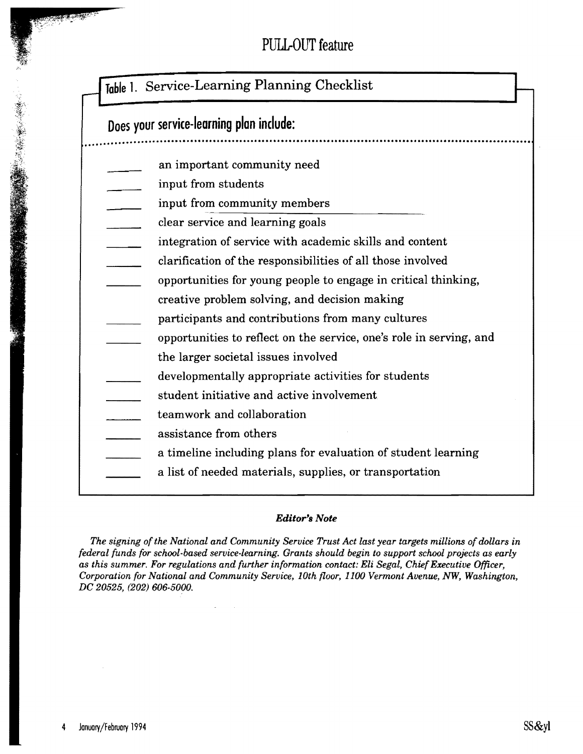## PULL-OUT feature

### Table 1. Service-Learning Planning Checklist

**Does your service-learning plan include:**

- ______ an important community need
- ______ input from students
- ______ input from community members
- ______ clear service and learning goals
- ______ integration of service with academic skills and content
- ______ clarification of the responsibilities of all those involved
- ______ opportunities for young people to engage in critical thinking, creative problem solving, and decision making
- ______ participants and contributions from many cultures
- ______ opportunities to reflect on the service, one's role in serving, and the larger societal issues involved
- ______ developmentally appropriate activities for students
- ______ student initiative and active involvement
- ______ teamwork and collaboration
- ______ assistance from others
- ______ a timeline including plans for evaluation of student learning
- ______ a list of needed materials, supplies, or transportation

***Editor's Note***

*The signing of the National and Community Service Trust Act last year targets millions of dollars in federal funds for school-based service-learning. Grants should begin to support school projects as early as this summer. For regulations and further information contact: Eli Segal, Chief Executive Officer, Corporation for National and Community Service, 10th floor, 1100 Vermont Avenue, NW, Washington, DC 20525, (202) 606-5000.*